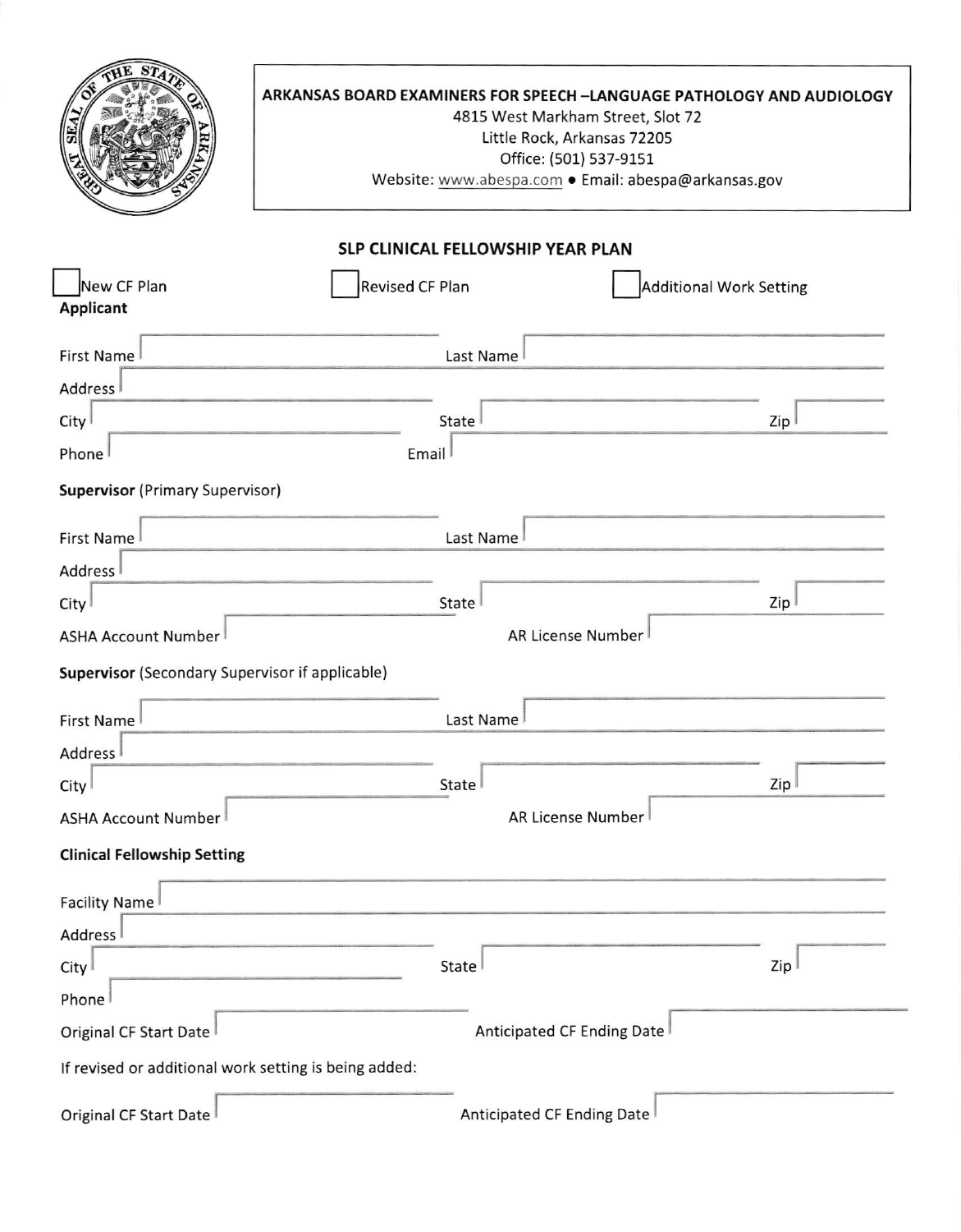**ARKANSAS BOARD EXAMINERS FOR SPEECH –LANGUAGE PATHOLOGY AND AUDIOLOGY**
4815 West Markham Street, Slot 72
Little Rock, Arkansas 72205
Office: (501) 537-9151
Website: www.abespa.com • Email: abespa@arkansas.gov

## SLP CLINICAL FELLOWSHIP YEAR PLAN

☐ New CF Plan ☐ Revised CF Plan ☐ Additional Work Setting

**Applicant**

First Name ____________ Last Name ____________

Address ____________

City ____________ State ____________ Zip ____________

Phone ____________ Email ____________

**Supervisor** (Primary Supervisor)

First Name ____________ Last Name ____________

Address ____________

City ____________ State ____________ Zip ____________

ASHA Account Number ____________ AR License Number ____________

**Supervisor** (Secondary Supervisor if applicable)

First Name ____________ Last Name ____________

Address ____________

City ____________ State ____________ Zip ____________

ASHA Account Number ____________ AR License Number ____________

**Clinical Fellowship Setting**

Facility Name ____________

Address ____________

City ____________ State ____________ Zip ____________

Phone ____________

Original CF Start Date ____________ Anticipated CF Ending Date ____________

If revised or additional work setting is being added:

Original CF Start Date ____________ Anticipated CF Ending Date ____________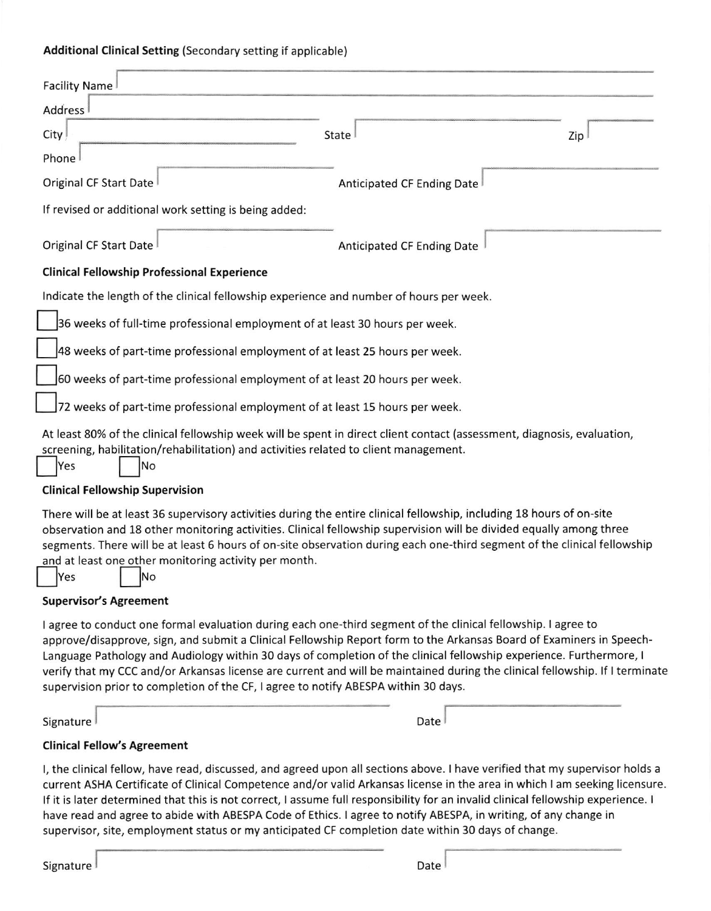**Additional Clinical Setting** (Secondary setting if applicable)

Facility Name

Address

City State Zip

Phone

Original CF Start Date Anticipated CF Ending Date

If revised or additional work setting is being added:

Original CF Start Date Anticipated CF Ending Date

**Clinical Fellowship Professional Experience**

Indicate the length of the clinical fellowship experience and number of hours per week.

☐ 36 weeks of full-time professional employment of at least 30 hours per week.

☐ 48 weeks of part-time professional employment of at least 25 hours per week.

☐ 60 weeks of part-time professional employment of at least 20 hours per week.

☐ 72 weeks of part-time professional employment of at least 15 hours per week.

At least 80% of the clinical fellowship week will be spent in direct client contact (assessment, diagnosis, evaluation, screening, habilitation/rehabilitation) and activities related to client management.

☐ Yes ☐ No

**Clinical Fellowship Supervision**

There will be at least 36 supervisory activities during the entire clinical fellowship, including 18 hours of on-site observation and 18 other monitoring activities. Clinical fellowship supervision will be divided equally among three segments. There will be at least 6 hours of on-site observation during each one-third segment of the clinical fellowship and at least one other monitoring activity per month.

☐ Yes ☐ No

**Supervisor's Agreement**

I agree to conduct one formal evaluation during each one-third segment of the clinical fellowship. I agree to approve/disapprove, sign, and submit a Clinical Fellowship Report form to the Arkansas Board of Examiners in Speech-Language Pathology and Audiology within 30 days of completion of the clinical fellowship experience. Furthermore, I verify that my CCC and/or Arkansas license are current and will be maintained during the clinical fellowship. If I terminate supervision prior to completion of the CF, I agree to notify ABESPA within 30 days.

Signature Date

**Clinical Fellow's Agreement**

I, the clinical fellow, have read, discussed, and agreed upon all sections above. I have verified that my supervisor holds a current ASHA Certificate of Clinical Competence and/or valid Arkansas license in the area in which I am seeking licensure. If it is later determined that this is not correct, I assume full responsibility for an invalid clinical fellowship experience. I have read and agree to abide with ABESPA Code of Ethics. I agree to notify ABESPA, in writing, of any change in supervisor, site, employment status or my anticipated CF completion date within 30 days of change.

Signature Date